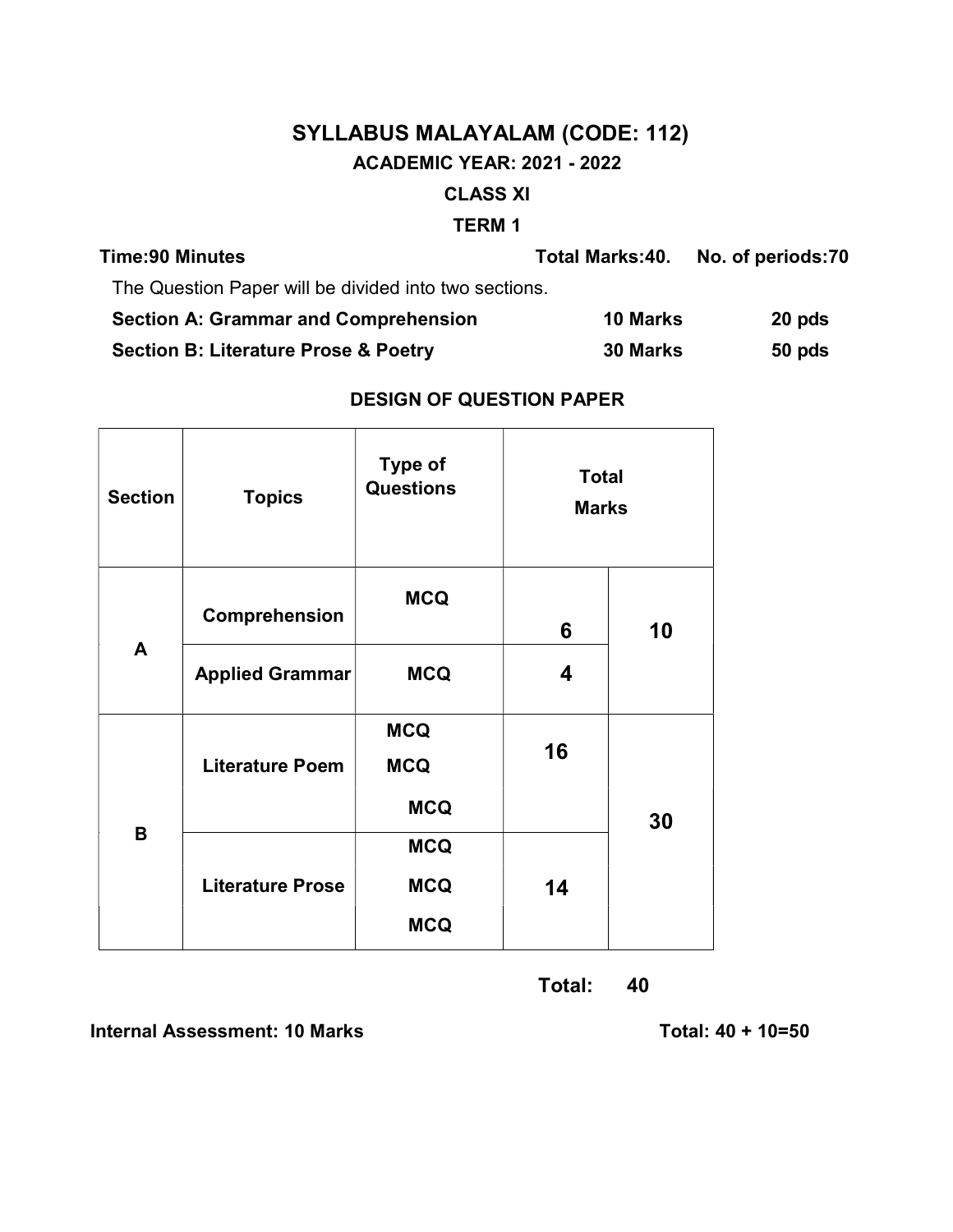# SYLLABUS MALAYALAM (CODE: 112)

## ACADEMIC YEAR: 2021 - 2022

## CLASS XI

## TERM 1

**Time:90 Minutes** **Total Marks:40.** **No. of periods:70**

The Question Paper will be divided into two sections.

| | | |
|---|---|---|
| **Section A: Grammar and Comprehension** | **10 Marks** | **20 pds** |
| **Section B: Literature Prose & Poetry** | **30 Marks** | **50 pds** |

### DESIGN OF QUESTION PAPER

| Section | Topics | Type of Questions | Total Marks | |
|---|---|---|---|---|
| A | Comprehension | MCQ | 6 | 10 |
| | Applied Grammar | MCQ | 4 | |
| B | Literature Poem | MCQ<br>MCQ<br>MCQ | 16 | 30 |
| | Literature Prose | MCQ<br>MCQ<br>MCQ | 14 | |

**Total: 40**

**Internal Assessment: 10 Marks** **Total: 40 + 10=50**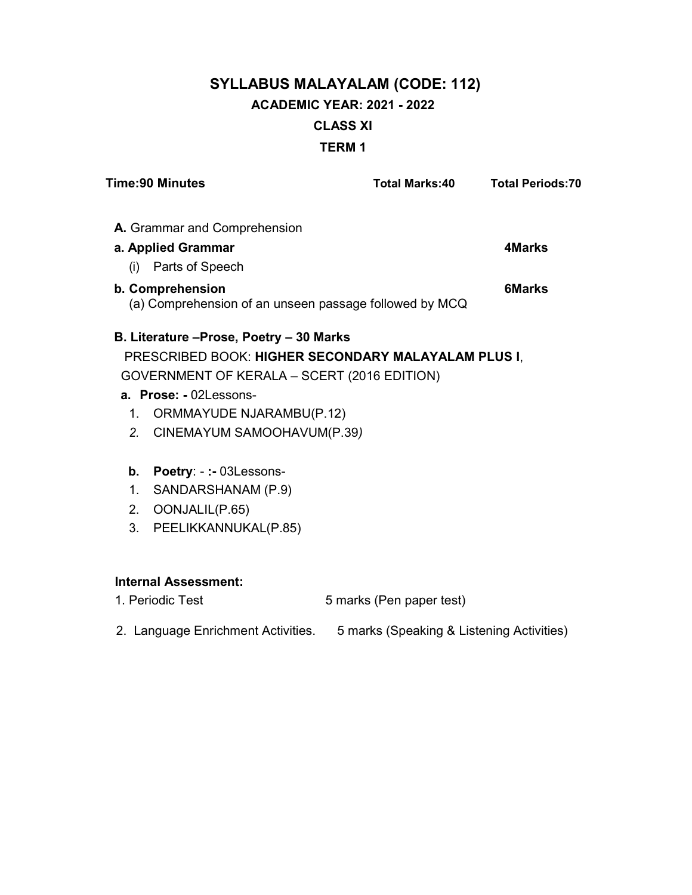# SYLLABUS MALAYALAM (CODE: 112)

## ACADEMIC YEAR: 2021 - 2022

## CLASS XI

## TERM 1

**Time:90 Minutes** **Total Marks:40** **Total Periods:70**

**A.** Grammar and Comprehension

**a. Applied Grammar** **4Marks**

(i) Parts of Speech

**b. Comprehension** **6Marks**

(a) Comprehension of an unseen passage followed by MCQ

**B. Literature –Prose, Poetry – 30 Marks**

PRESCRIBED BOOK: **HIGHER SECONDARY MALAYALAM PLUS I**, GOVERNMENT OF KERALA – SCERT (2016 EDITION)

**a. Prose: -** 02Lessons-

1. ORMMAYUDE NJARAMBU(P.12)
2. CINEMAYUM SAMOOHAVUM(P.39*)*

**b. Poetry**: - **:-** 03Lessons-

1. SANDARSHANAM (P.9)
2. OONJALIL(P.65)
3. PEELIKKANNUKAL(P.85)

**Internal Assessment:**

1. Periodic Test 5 marks (Pen paper test)
2. Language Enrichment Activities. 5 marks (Speaking & Listening Activities)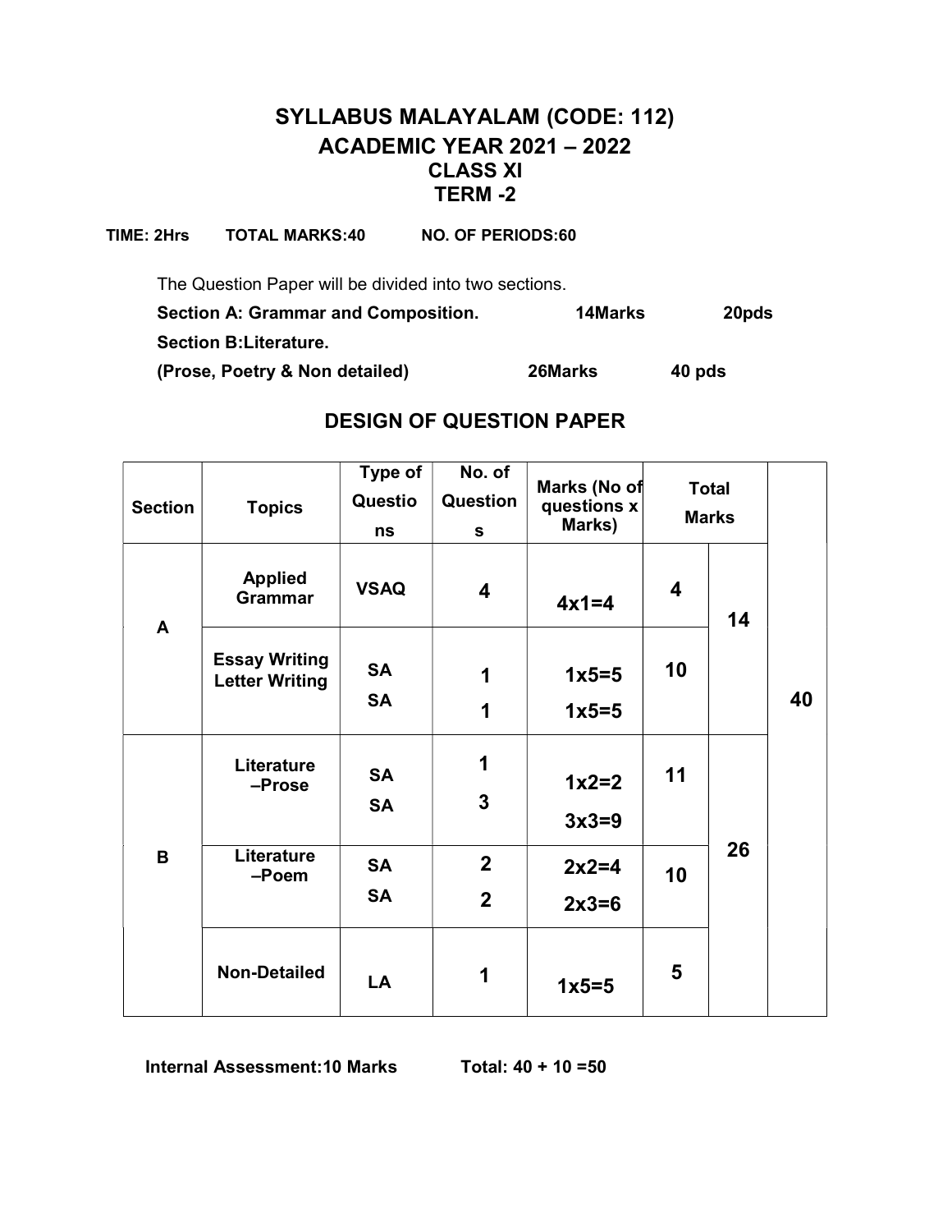# SYLLABUS MALAYALAM (CODE: 112)
## ACADEMIC YEAR 2021 – 2022
### CLASS XI
### TERM -2

**TIME: 2Hrs** **TOTAL MARKS:40** **NO. OF PERIODS:60**

The Question Paper will be divided into two sections.

| | | |
|---|---|---|
| **Section A: Grammar and Composition.** | **14Marks** | **20pds** |
| **Section B:Literature.** **(Prose, Poetry & Non detailed)** | **26Marks** | **40 pds** |

## DESIGN OF QUESTION PAPER

| Section | Topics | Type of Questions | No. of Questions | Marks (No of questions x Marks) | Total Marks | | |
|---|---|---|---|---|---|---|---|
| A | Applied Grammar | VSAQ | 4 | 4x1=4 | 4 | 14 | 40 |
| | Essay Writing<br>Letter Writing | SA<br>SA | 1<br>1 | 1x5=5<br>1x5=5 | 10 | | |
| B | Literature –Prose | SA<br>SA | 1<br>3 | 1x2=2<br>3x3=9 | 11 | 26 | |
| | Literature –Poem | SA<br>SA | 2<br>2 | 2x2=4<br>2x3=6 | 10 | | |
| | Non-Detailed | LA | 1 | 1x5=5 | 5 | | |

**Internal Assessment:10 Marks** **Total: 40 + 10 =50**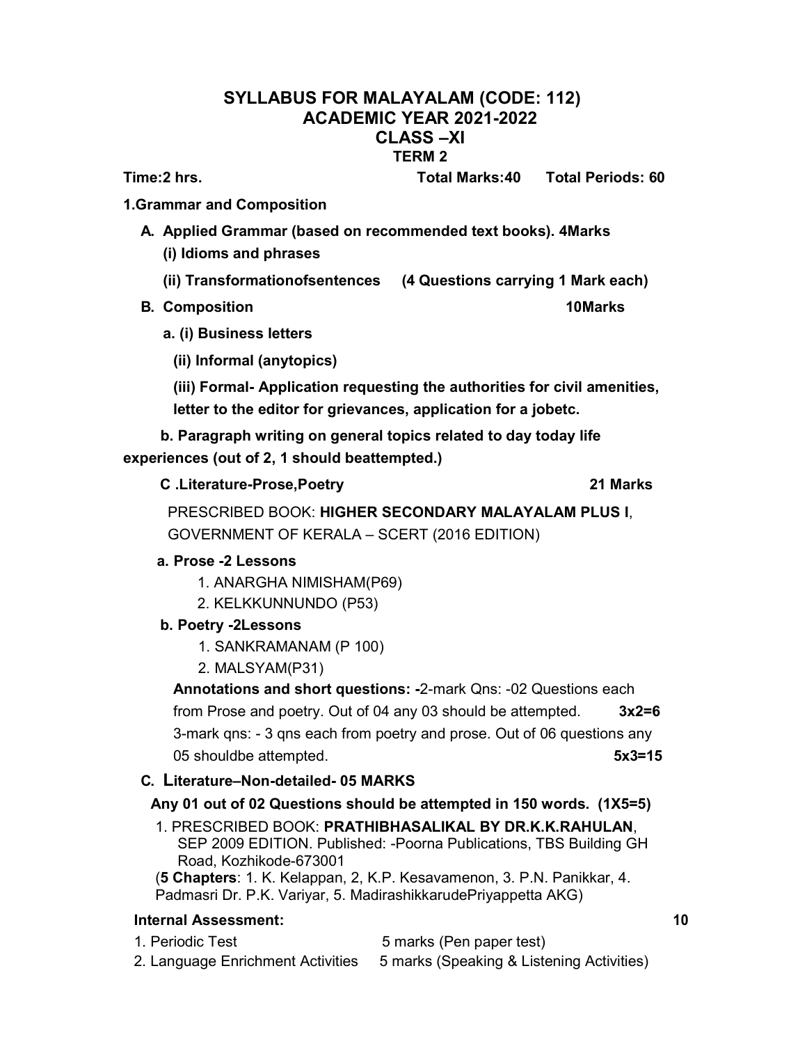# SYLLABUS FOR MALAYALAM (CODE: 112)
## ACADEMIC YEAR 2021-2022
## CLASS –XI
### TERM 2

**Time:2 hrs.** **Total Marks:40** **Total Periods: 60**

**1.Grammar and Composition**

**A. Applied Grammar (based on recommended text books). 4Marks**

**(i) Idioms and phrases**

**(ii) Transformationofsentences (4 Questions carrying 1 Mark each)**

**B. Composition 10Marks**

**a. (i) Business letters**

**(ii) Informal (anytopics)**

**(iii) Formal- Application requesting the authorities for civil amenities, letter to the editor for grievances, application for a jobetc.**

**b. Paragraph writing on general topics related to day today life experiences (out of 2, 1 should beattempted.)**

**C .Literature-Prose,Poetry 21 Marks**

PRESCRIBED BOOK: **HIGHER SECONDARY MALAYALAM PLUS I**, GOVERNMENT OF KERALA – SCERT (2016 EDITION)

**a. Prose -2 Lessons**

1. ANARGHA NIMISHAM(P69)
2. KELKKUNNUNDO (P53)

**b. Poetry -2Lessons**

1. SANKRAMANAM (P 100)
2. MALSYAM(P31)

**Annotations and short questions: -**2-mark Qns: -02 Questions each from Prose and poetry. Out of 04 any 03 should be attempted. **3x2=6**

3-mark qns: - 3 qns each from poetry and prose. Out of 06 questions any 05 shouldbe attempted. **5x3=15**

**C. Literature–Non-detailed- 05 MARKS**

**Any 01 out of 02 Questions should be attempted in 150 words. (1X5=5)**

1. PRESCRIBED BOOK: **PRATHIBHASALIKAL BY DR.K.K.RAHULAN**, SEP 2009 EDITION. Published: -Poorna Publications, TBS Building GH Road, Kozhikode-673001

(**5 Chapters**: 1. K. Kelappan, 2, K.P. Kesavamenon, 3. P.N. Panikkar, 4. Padmasri Dr. P.K. Variyar, 5. MadirashikkarudePriyappetta AKG)

**Internal Assessment: 10**

1. Periodic Test 5 marks (Pen paper test)
2. Language Enrichment Activities 5 marks (Speaking & Listening Activities)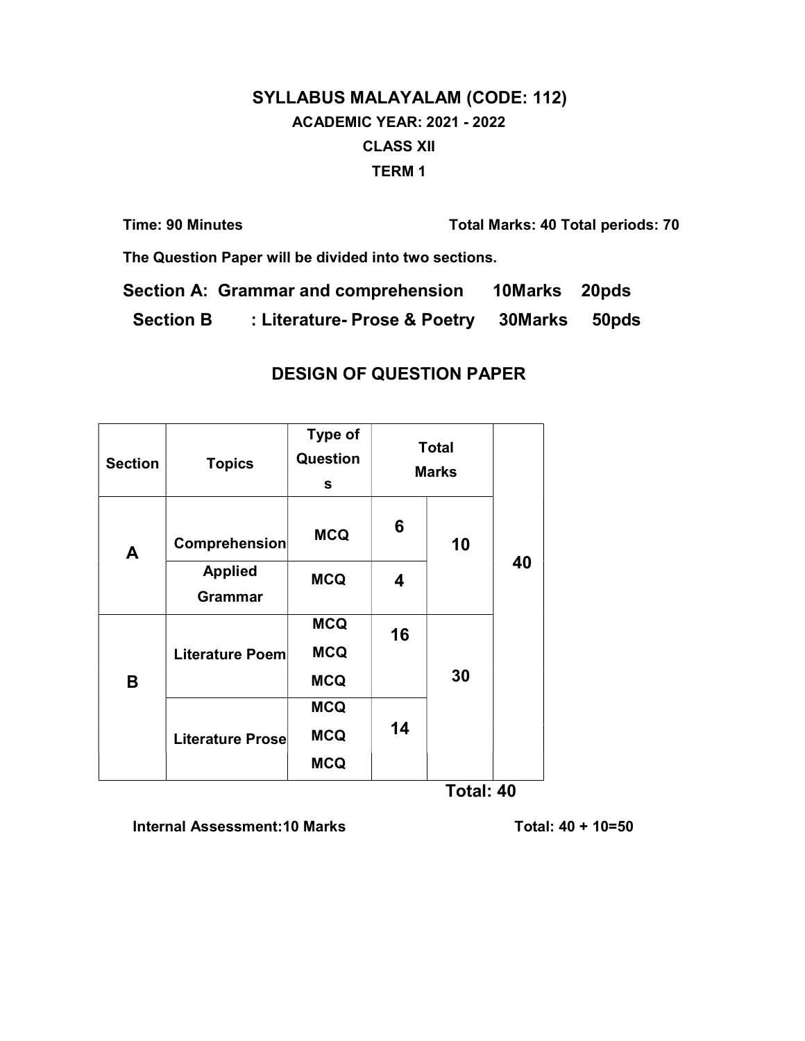# SYLLABUS MALAYALAM (CODE: 112)

## ACADEMIC YEAR: 2021 - 2022

## CLASS XII

## TERM 1

**Time: 90 Minutes** **Total Marks: 40 Total periods: 70**

**The Question Paper will be divided into two sections.**

**Section A: Grammar and comprehension 10Marks 20pds**

**Section B : Literature- Prose & Poetry 30Marks 50pds**

## DESIGN OF QUESTION PAPER

| Section | Topics | Type of Questions | Total Marks | | |
|---|---|---|---|---|---|
| A | Comprehension | MCQ | 6 | 10 | 40 |
| | Applied Grammar | MCQ | 4 | | |
| B | Literature Poem | MCQ<br>MCQ<br>MCQ | 16 | 30 | |
| | Literature Prose | MCQ<br>MCQ<br>MCQ | 14 | | |

**Total: 40**

**Internal Assessment:10 Marks** **Total: 40 + 10=50**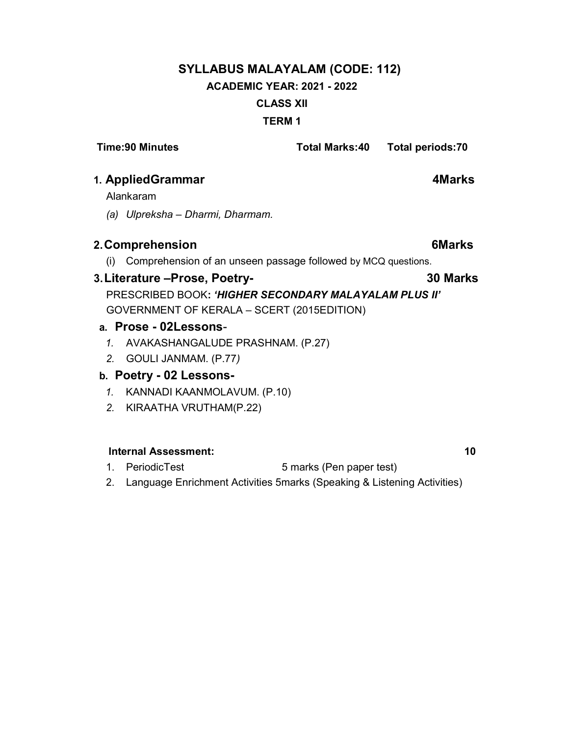# SYLLABUS MALAYALAM (CODE: 112)

## ACADEMIC YEAR: 2021 - 2022

## CLASS XII

## TERM 1

**Time:90 Minutes** **Total Marks:40** **Total periods:70**

### 1. AppliedGrammar — 4Marks

Alankaram

*(a) Ulpreksha – Dharmi, Dharmam.*

### 2. Comprehension — 6Marks

(i) Comprehension of an unseen passage followed by MCQ questions.

### 3. Literature –Prose, Poetry- — 30 Marks

PRESCRIBED BOOK**: *'HIGHER SECONDARY MALAYALAM PLUS II'***
GOVERNMENT OF KERALA – SCERT (2015EDITION)

**a. Prose - 02Lessons**-

1. AVAKASHANGALUDE PRASHNAM. (P.27)
2. GOULI JANMAM. (P.77*)*

**b. Poetry - 02 Lessons-**

1. KANNADI KAANMOLAVUM. (P.10)
2. KIRAATHA VRUTHAM(P.22)

**Internal Assessment:** **10**

1. PeriodicTest 5 marks (Pen paper test)
2. Language Enrichment Activities 5marks (Speaking & Listening Activities)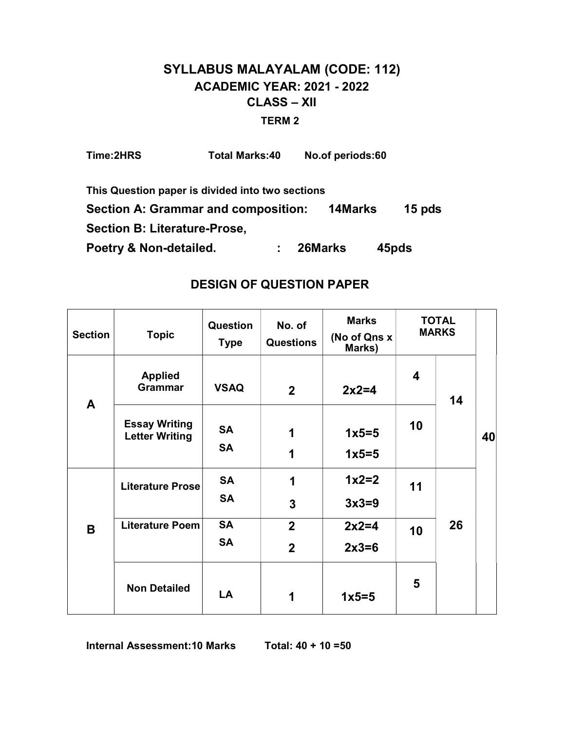# SYLLABUS MALAYALAM (CODE: 112)
## ACADEMIC YEAR: 2021 - 2022
## CLASS – XII
### TERM 2

**Time:2HRS** **Total Marks:40** **No.of periods:60**

**This Question paper is divided into two sections**

**Section A: Grammar and composition: 14Marks 15 pds**

**Section B: Literature-Prose,**

**Poetry & Non-detailed. : 26Marks 45pds**

## DESIGN OF QUESTION PAPER

| Section | Topic | Question Type | No. of Questions | Marks (No of Qns x Marks) | TOTAL MARKS | | |
|---|---|---|---|---|---|---|---|
| A | Applied Grammar | VSAQ | 2 | 2x2=4 | 4 | 14 | 40 |
| | Essay Writing<br>Letter Writing | SA<br>SA | 1<br>1 | 1x5=5<br>1x5=5 | 10 | | |
| B | Literature Prose | SA<br>SA | 1<br>3 | 1x2=2<br>3x3=9 | 11 | 26 | |
| | Literature Poem | SA<br>SA | 2<br>2 | 2x2=4<br>2x3=6 | 10 | | |
| | Non Detailed | LA | 1 | 1x5=5 | 5 | | |

**Internal Assessment:10 Marks** **Total: 40 + 10 =50**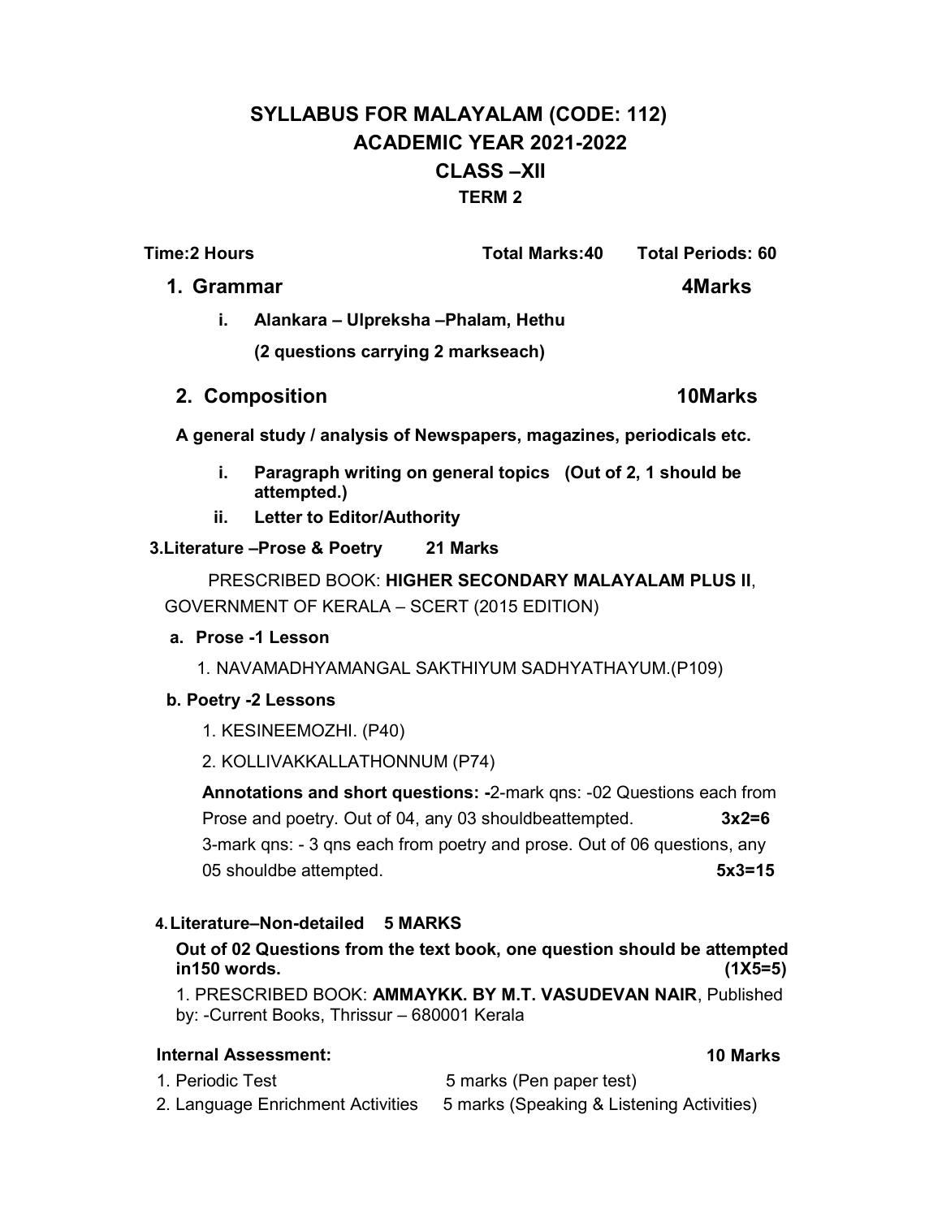# SYLLABUS FOR MALAYALAM (CODE: 112)
## ACADEMIC YEAR 2021-2022
## CLASS –XII
### TERM 2

**Time:2 Hours** **Total Marks:40** **Total Periods: 60**

**1. Grammar** **4Marks**

i. **Alankara – Ulpreksha –Phalam, Hethu**

**(2 questions carrying 2 markseach)**

**2. Composition** **10Marks**

**A general study / analysis of Newspapers, magazines, periodicals etc.**

i. **Paragraph writing on general topics (Out of 2, 1 should be attempted.)**

ii. **Letter to Editor/Authority**

**3.Literature –Prose & Poetry 21 Marks**

PRESCRIBED BOOK: **HIGHER SECONDARY MALAYALAM PLUS II**, GOVERNMENT OF KERALA – SCERT (2015 EDITION)

**a. Prose -1 Lesson**

1. NAVAMADHYAMANGAL SAKTHIYUM SADHYATHAYUM.(P109)

**b. Poetry -2 Lessons**

1. KESINEEMOZHI. (P40)
2. KOLLIVAKKALLATHONNUM (P74)

**Annotations and short questions: -**2-mark qns: -02 Questions each from Prose and poetry. Out of 04, any 03 shouldbeattempted. **3x2=6**
3-mark qns: - 3 qns each from poetry and prose. Out of 06 questions, any 05 shouldbe attempted. **5x3=15**

**4. Literature–Non-detailed 5 MARKS**

**Out of 02 Questions from the text book, one question should be attempted in150 words. (1X5=5)**

1. PRESCRIBED BOOK: **AMMAYKK. BY M.T. VASUDEVAN NAIR**, Published by: -Current Books, Thrissur – 680001 Kerala

**Internal Assessment:** **10 Marks**

| | |
|---|---|
| 1. Periodic Test | 5 marks (Pen paper test) |
| 2. Language Enrichment Activities | 5 marks (Speaking & Listening Activities) |